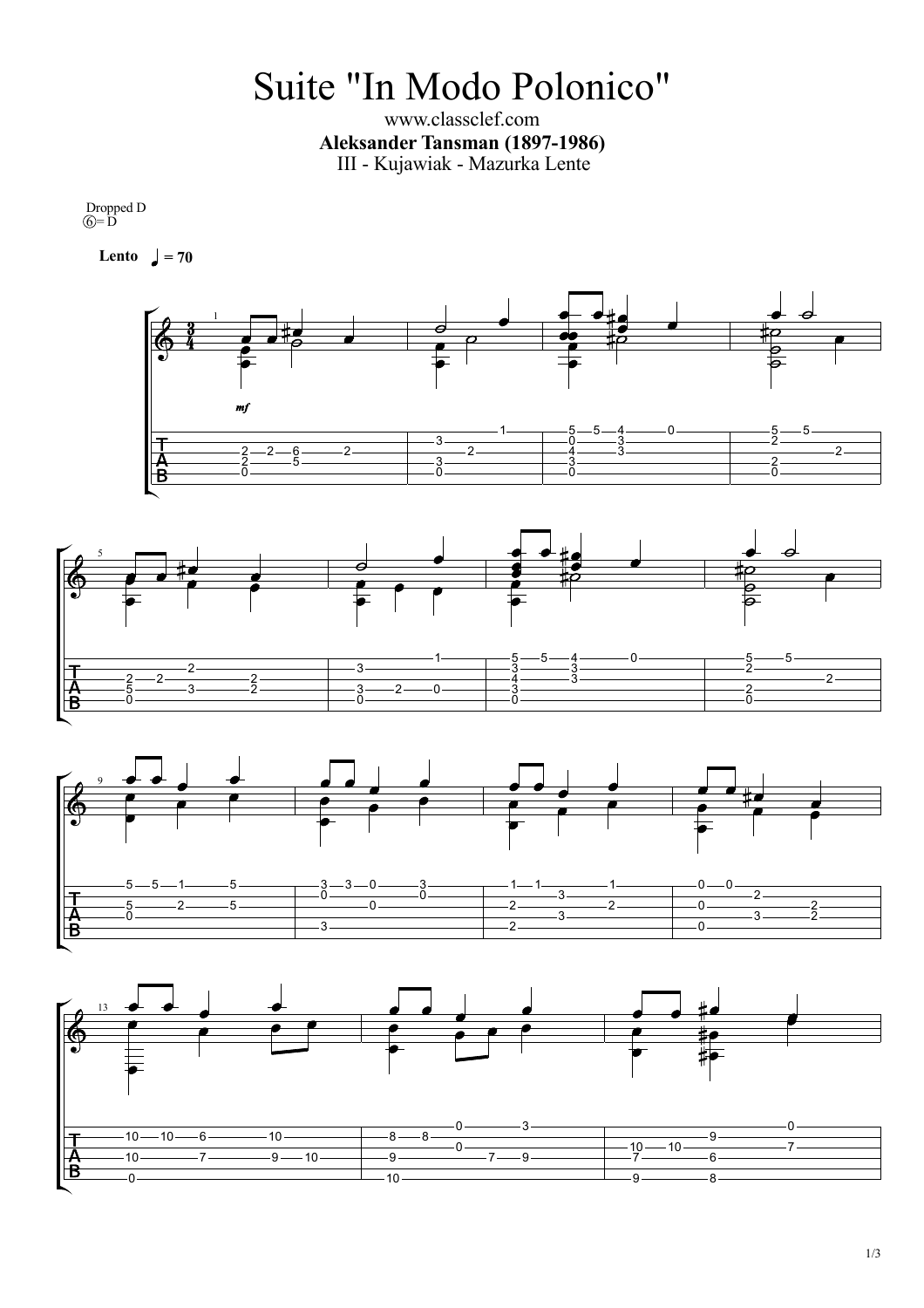# Suite "In Modo Polonico"

www.classclef.com

**Aleksander Tansman (1897-1986)**

III - Kujawiak - Mazurka Lente

Dropped D
⑥= D

**Lento** ♩ = 70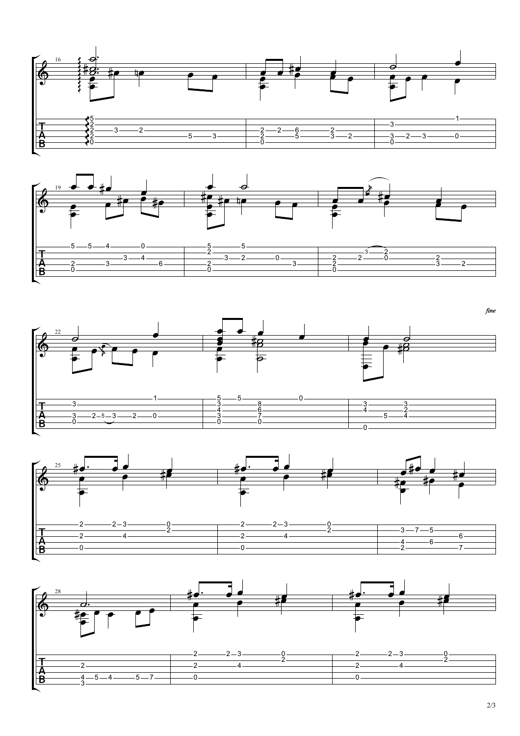*fine*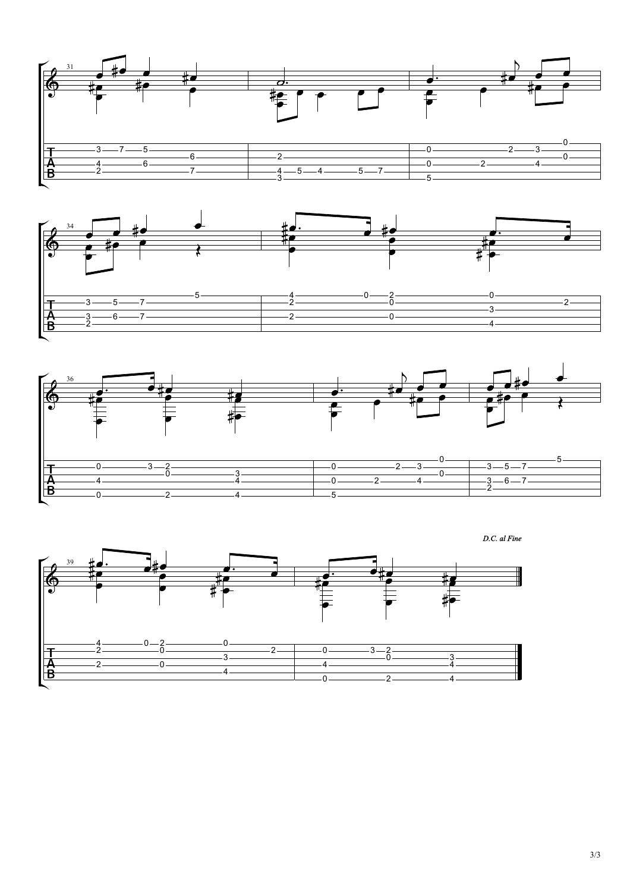*D.C. al Fine*